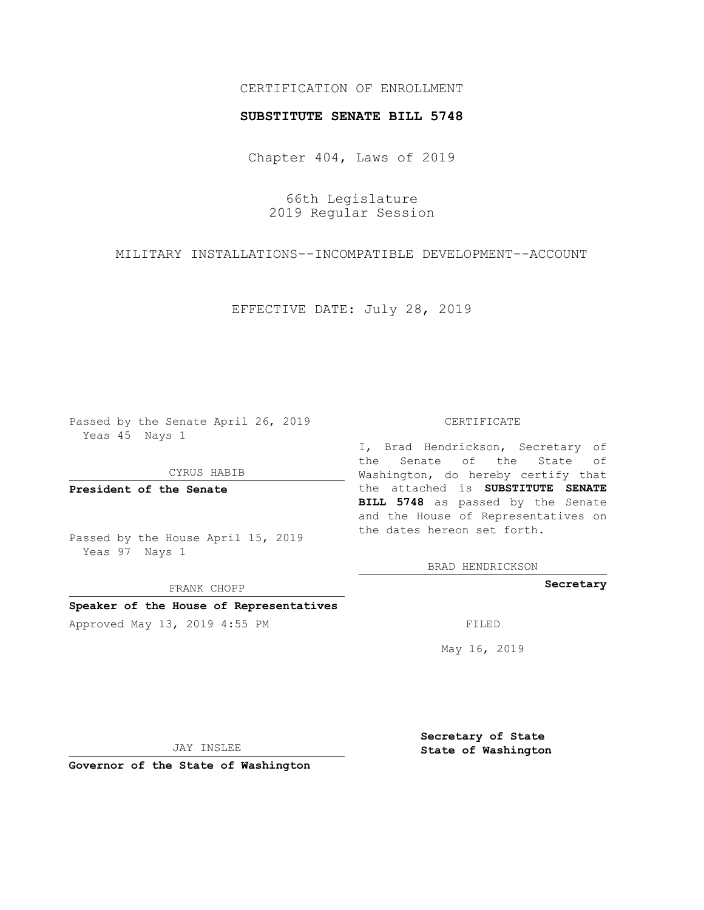CERTIFICATION OF ENROLLMENT

**SUBSTITUTE SENATE BILL 5748**

Chapter 404, Laws of 2019

66th Legislature
2019 Regular Session

MILITARY INSTALLATIONS--INCOMPATIBLE DEVELOPMENT--ACCOUNT

EFFECTIVE DATE: July 28, 2019

Passed by the Senate April 26, 2019
Yeas 45 Nays 1

CYRUS HABIB

**President of the Senate**

Passed by the House April 15, 2019
Yeas 97 Nays 1

FRANK CHOPP

**Speaker of the House of Representatives**

Approved May 13, 2019 4:55 PM

JAY INSLEE

**Governor of the State of Washington**

CERTIFICATE

I, Brad Hendrickson, Secretary of the Senate of the State of Washington, do hereby certify that the attached is **SUBSTITUTE SENATE BILL 5748** as passed by the Senate and the House of Representatives on the dates hereon set forth.

BRAD HENDRICKSON

**Secretary**

FILED

May 16, 2019

**Secretary of State**
**State of Washington**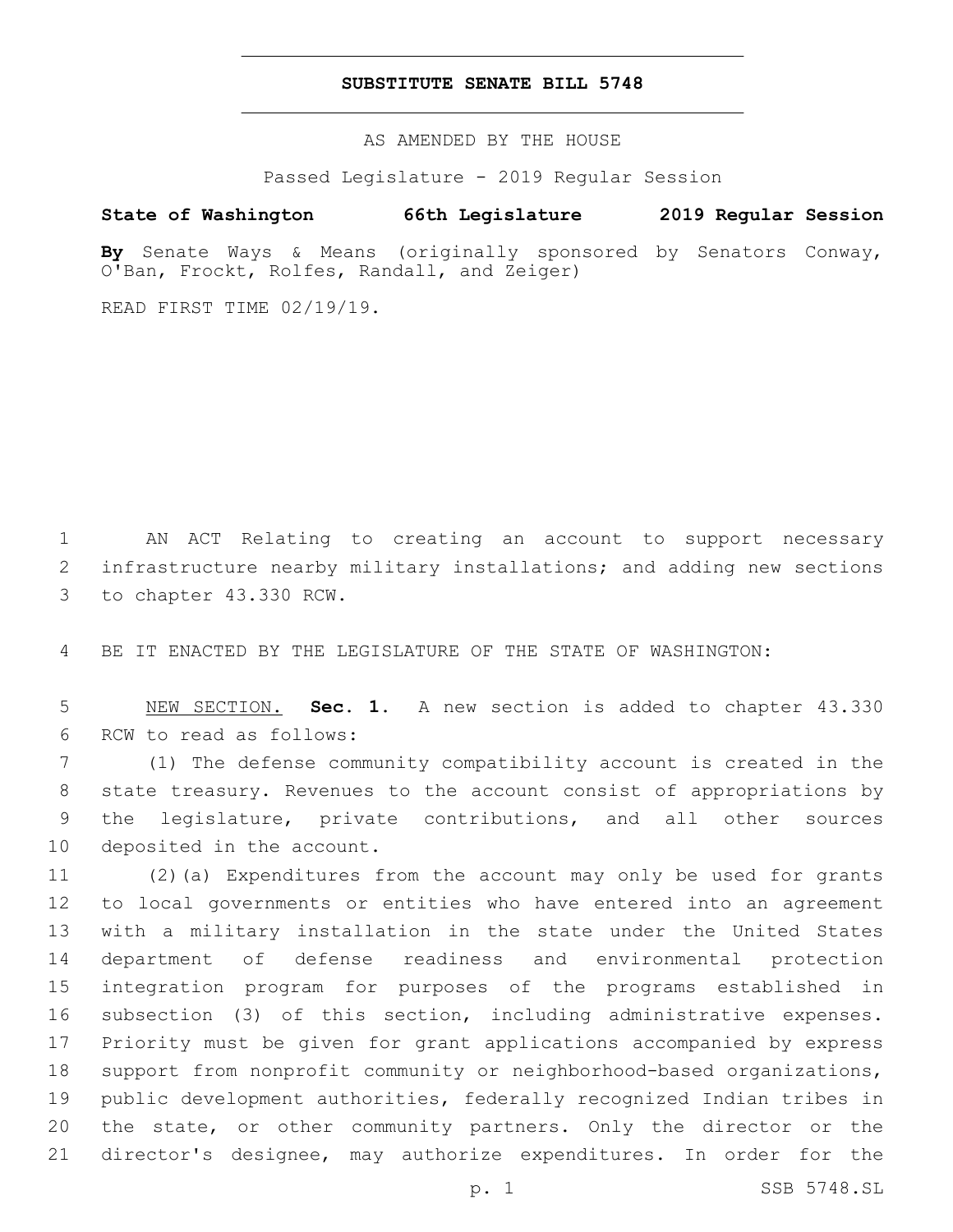# SUBSTITUTE SENATE BILL 5748

AS AMENDED BY THE HOUSE

Passed Legislature - 2019 Regular Session

**State of Washington 66th Legislature 2019 Regular Session**

**By** Senate Ways & Means (originally sponsored by Senators Conway, O'Ban, Frockt, Rolfes, Randall, and Zeiger)

READ FIRST TIME 02/19/19.

1 AN ACT Relating to creating an account to support necessary 2 infrastructure nearby military installations; and adding new sections 3 to chapter 43.330 RCW.

4 BE IT ENACTED BY THE LEGISLATURE OF THE STATE OF WASHINGTON:

5 NEW SECTION. **Sec. 1.** A new section is added to chapter 43.330 6 RCW to read as follows:

7 (1) The defense community compatibility account is created in the 8 state treasury. Revenues to the account consist of appropriations by 9 the legislature, private contributions, and all other sources 10 deposited in the account.

11 (2)(a) Expenditures from the account may only be used for grants 12 to local governments or entities who have entered into an agreement 13 with a military installation in the state under the United States 14 department of defense readiness and environmental protection 15 integration program for purposes of the programs established in 16 subsection (3) of this section, including administrative expenses. 17 Priority must be given for grant applications accompanied by express 18 support from nonprofit community or neighborhood-based organizations, 19 public development authorities, federally recognized Indian tribes in 20 the state, or other community partners. Only the director or the 21 director's designee, may authorize expenditures. In order for the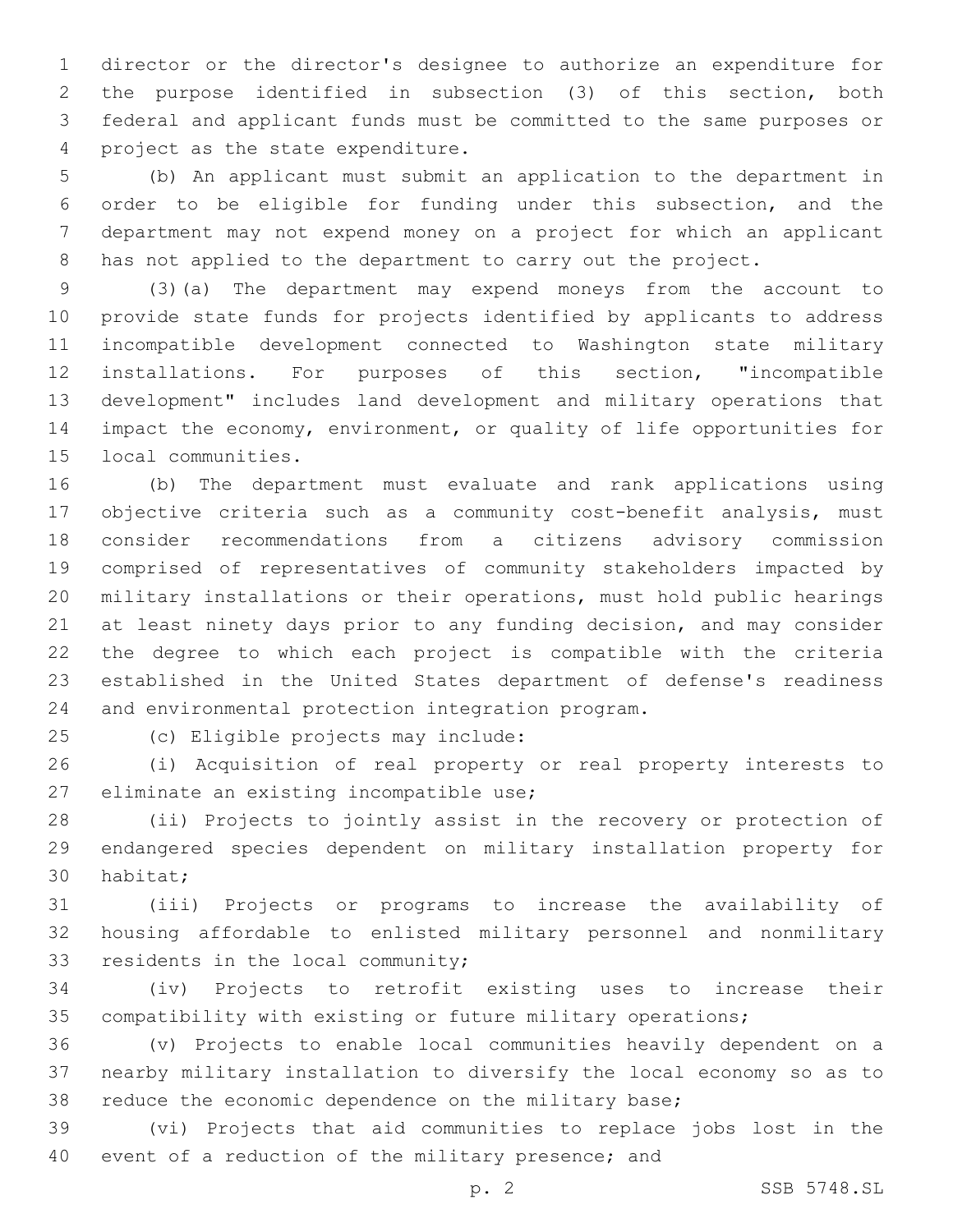director or the director's designee to authorize an expenditure for the purpose identified in subsection (3) of this section, both federal and applicant funds must be committed to the same purposes or project as the state expenditure.

(b) An applicant must submit an application to the department in order to be eligible for funding under this subsection, and the department may not expend money on a project for which an applicant has not applied to the department to carry out the project.

(3)(a) The department may expend moneys from the account to provide state funds for projects identified by applicants to address incompatible development connected to Washington state military installations. For purposes of this section, "incompatible development" includes land development and military operations that impact the economy, environment, or quality of life opportunities for local communities.

(b) The department must evaluate and rank applications using objective criteria such as a community cost-benefit analysis, must consider recommendations from a citizens advisory commission comprised of representatives of community stakeholders impacted by military installations or their operations, must hold public hearings at least ninety days prior to any funding decision, and may consider the degree to which each project is compatible with the criteria established in the United States department of defense's readiness and environmental protection integration program.

(c) Eligible projects may include:

(i) Acquisition of real property or real property interests to eliminate an existing incompatible use;

(ii) Projects to jointly assist in the recovery or protection of endangered species dependent on military installation property for habitat;

(iii) Projects or programs to increase the availability of housing affordable to enlisted military personnel and nonmilitary residents in the local community;

(iv) Projects to retrofit existing uses to increase their compatibility with existing or future military operations;

(v) Projects to enable local communities heavily dependent on a nearby military installation to diversify the local economy so as to reduce the economic dependence on the military base;

(vi) Projects that aid communities to replace jobs lost in the event of a reduction of the military presence; and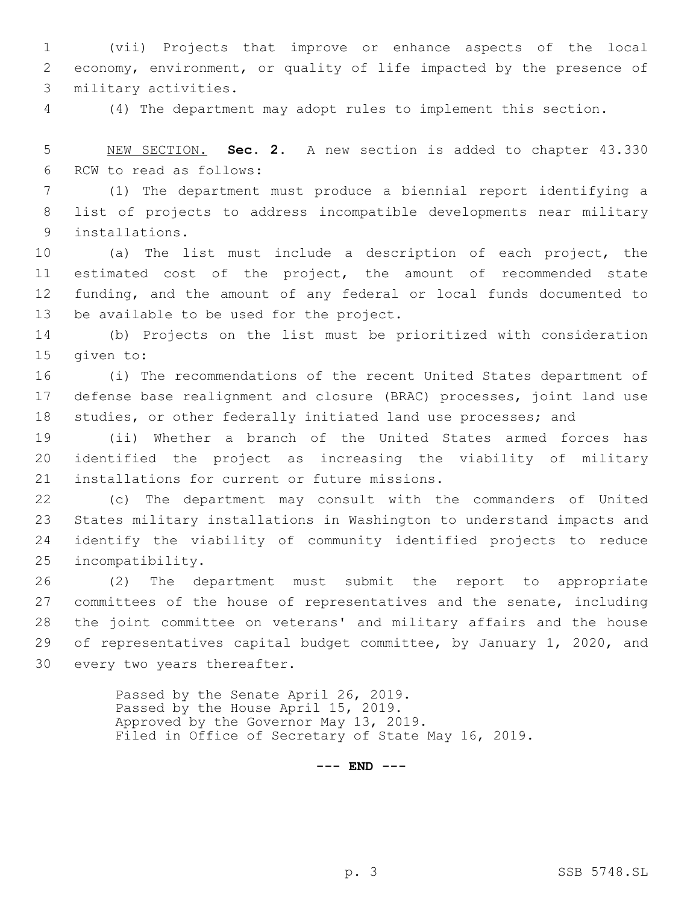(vii) Projects that improve or enhance aspects of the local economy, environment, or quality of life impacted by the presence of military activities.

(4) The department may adopt rules to implement this section.

NEW SECTION. **Sec. 2.** A new section is added to chapter 43.330 RCW to read as follows:

(1) The department must produce a biennial report identifying a list of projects to address incompatible developments near military installations.

(a) The list must include a description of each project, the estimated cost of the project, the amount of recommended state funding, and the amount of any federal or local funds documented to be available to be used for the project.

(b) Projects on the list must be prioritized with consideration given to:

(i) The recommendations of the recent United States department of defense base realignment and closure (BRAC) processes, joint land use studies, or other federally initiated land use processes; and

(ii) Whether a branch of the United States armed forces has identified the project as increasing the viability of military installations for current or future missions.

(c) The department may consult with the commanders of United States military installations in Washington to understand impacts and identify the viability of community identified projects to reduce incompatibility.

(2) The department must submit the report to appropriate committees of the house of representatives and the senate, including the joint committee on veterans' and military affairs and the house of representatives capital budget committee, by January 1, 2020, and every two years thereafter.

Passed by the Senate April 26, 2019.
Passed by the House April 15, 2019.
Approved by the Governor May 13, 2019.
Filed in Office of Secretary of State May 16, 2019.

**--- END ---**